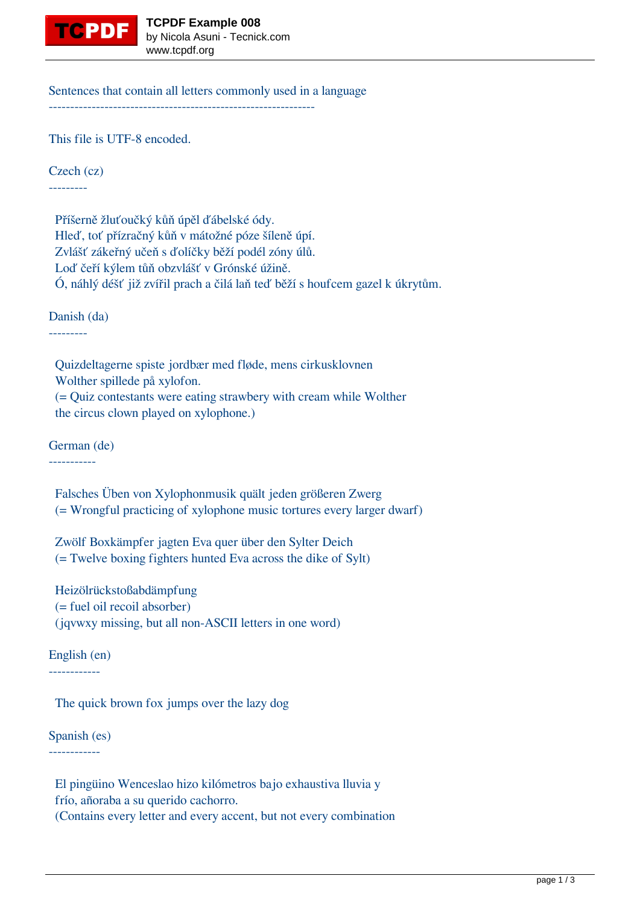Sentences that contain all letters commonly used in a language
--------------------------------------------------------------

This file is UTF-8 encoded.

Czech (cz)
---------

  Příšerně žluťoučký kůň úpěl ďábelské ódy.
  Hleď, toť přízračný kůň v mátožné póze šíleně úpí.
  Zvlášť zákeřný učeň s ďolíčky běží podél zóny úlů.
  Loď čeří kýlem tůň obzvlášť v Grónské úžině.
  Ó, náhlý déšť již zvířil prach a čilá laň teď běží s houfcem gazel k úkrytům.

Danish (da)
---------

  Quizdeltagerne spiste jordbær med fløde, mens cirkusklovnen
  Wolther spillede på xylofon.
  (= Quiz contestants were eating strawbery with cream while Wolther
  the circus clown played on xylophone.)

German (de)
-----------

  Falsches Üben von Xylophonmusik quält jeden größeren Zwerg
  (= Wrongful practicing of xylophone music tortures every larger dwarf)

  Zwölf Boxkämpfer jagten Eva quer über den Sylter Deich
  (= Twelve boxing fighters hunted Eva across the dike of Sylt)

  Heizölrückstoßabdämpfung
  (= fuel oil recoil absorber)
  (jqvwxy missing, but all non-ASCII letters in one word)

English (en)
------------

  The quick brown fox jumps over the lazy dog

Spanish (es)
------------

  El pingüino Wenceslao hizo kilómetros bajo exhaustiva lluvia y
  frío, añoraba a su querido cachorro.
  (Contains every letter and every accent, but not every combination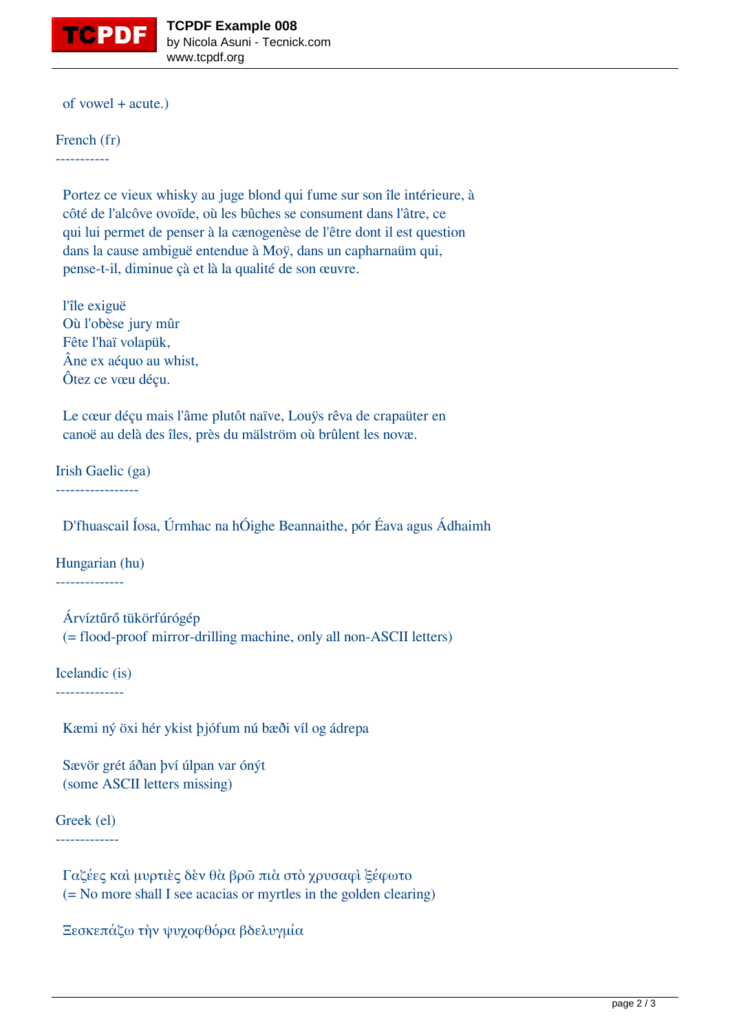of vowel + acute.)

French (fr)
-----------

Portez ce vieux whisky au juge blond qui fume sur son île intérieure, à
côté de l'alcôve ovoïde, où les bûches se consument dans l'âtre, ce
qui lui permet de penser à la cænogenèse de l'être dont il est question
dans la cause ambiguë entendue à Moÿ, dans un capharnaüm qui,
pense-t-il, diminue çà et là la qualité de son œuvre.

l'île exiguë
Où l'obèse jury mûr
Fête l'haï volapük,
Âne ex aéquo au whist,
Ôtez ce vœu déçu.

Le cœur déçu mais l'âme plutôt naïve, Louÿs rêva de crapaüter en
canoë au delà des îles, près du mälström où brûlent les novæ.

Irish Gaelic (ga)
-----------------

D'fhuascail Íosa, Úrmhac na hÓighe Beannaithe, pór Éava agus Ádhaimh

Hungarian (hu)
--------------

Árvíztűrő tükörfúrógép
(= flood-proof mirror-drilling machine, only all non-ASCII letters)

Icelandic (is)
--------------

Kæmi ný öxi hér ykist þjófum nú bæði víl og ádrepa

Sævör grét áðan því úlpan var ónýt
(some ASCII letters missing)

Greek (el)
-------------

Γαζέες καὶ μυρτιὲς δὲν θὰ βρῶ πιὰ στὸ χρυσαφὶ ξέφωτο
(= No more shall I see acacias or myrtles in the golden clearing)

Ξεσκεπάζω τὴν ψυχοφθόρα βδελυγμία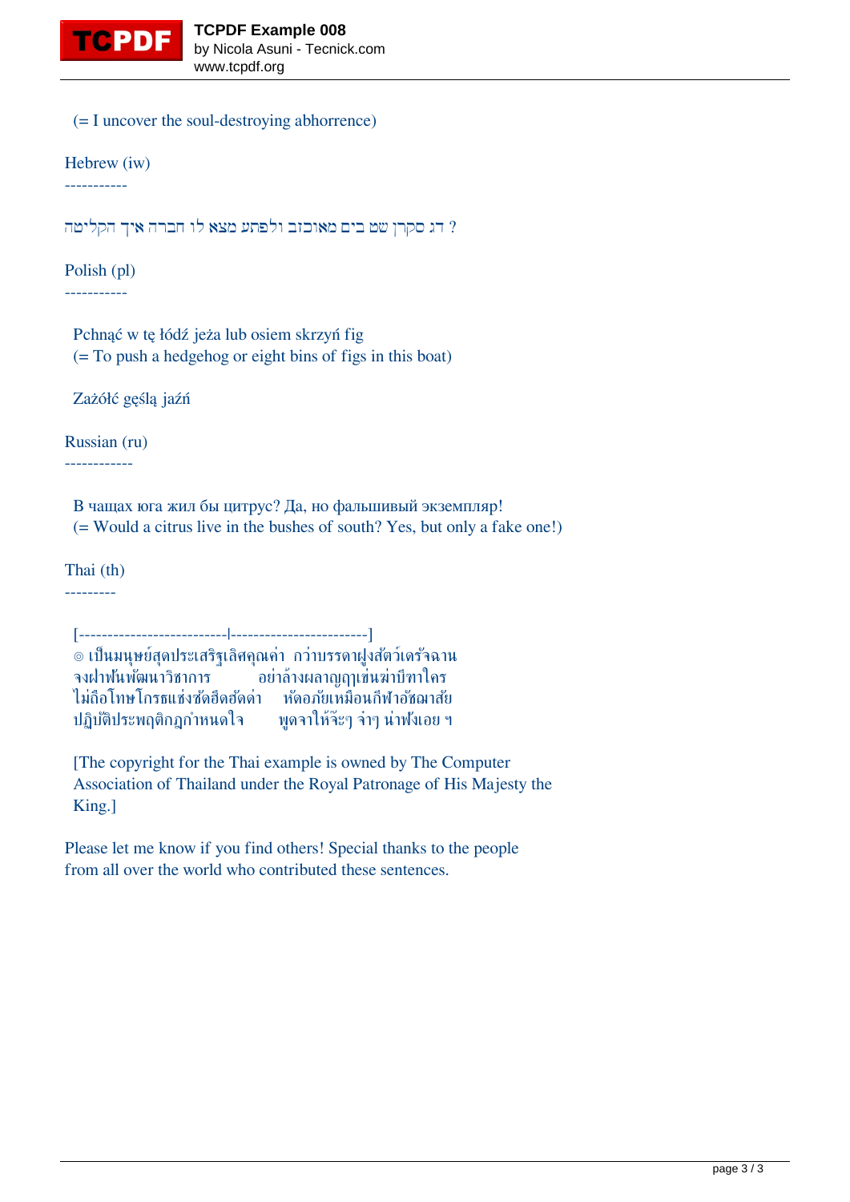(= I uncover the soul-destroying abhorrence)

Hebrew (iw)
-----------

? דג סקרן שט בים מאוכזב ולפתע מצא לו חברה איך הקליטה

Polish (pl)
-----------

Pchnąć w tę łódź jeża lub osiem skrzyń fig
(= To push a hedgehog or eight bins of figs in this boat)

Zażółć gęślą jaźń

Russian (ru)
------------

В чащах юга жил бы цитрус? Да, но фальшивый экземпляр!
(= Would a citrus live in the bushes of south? Yes, but only a fake one!)

Thai (th)
---------

```
[--------------------------|------------------------]
๏ เป็นมนุษย์สุดประเสริฐเลิศคุณค่า  กว่าบรรดาฝูงสัตว์เดรัจฉาน
จงฝ่าฟันพัฒนาวิชาการ           อย่าล้างผลาญฤๅเข่นฆ่าบีฑาใคร
ไม่ถือโทษโกรธแช่งซัดฮึดฮัดด่า     หัดอภัยเหมือนกีฬาอัชฌาสัย
ปฏิบัติประพฤติกฎกำหนดใจ        พูดจาให้จ๊ะๆ จ๋าๆ น่าฟังเอย ฯ
```

[The copyright for the Thai example is owned by The Computer Association of Thailand under the Royal Patronage of His Majesty the King.]

Please let me know if you find others! Special thanks to the people from all over the world who contributed these sentences.